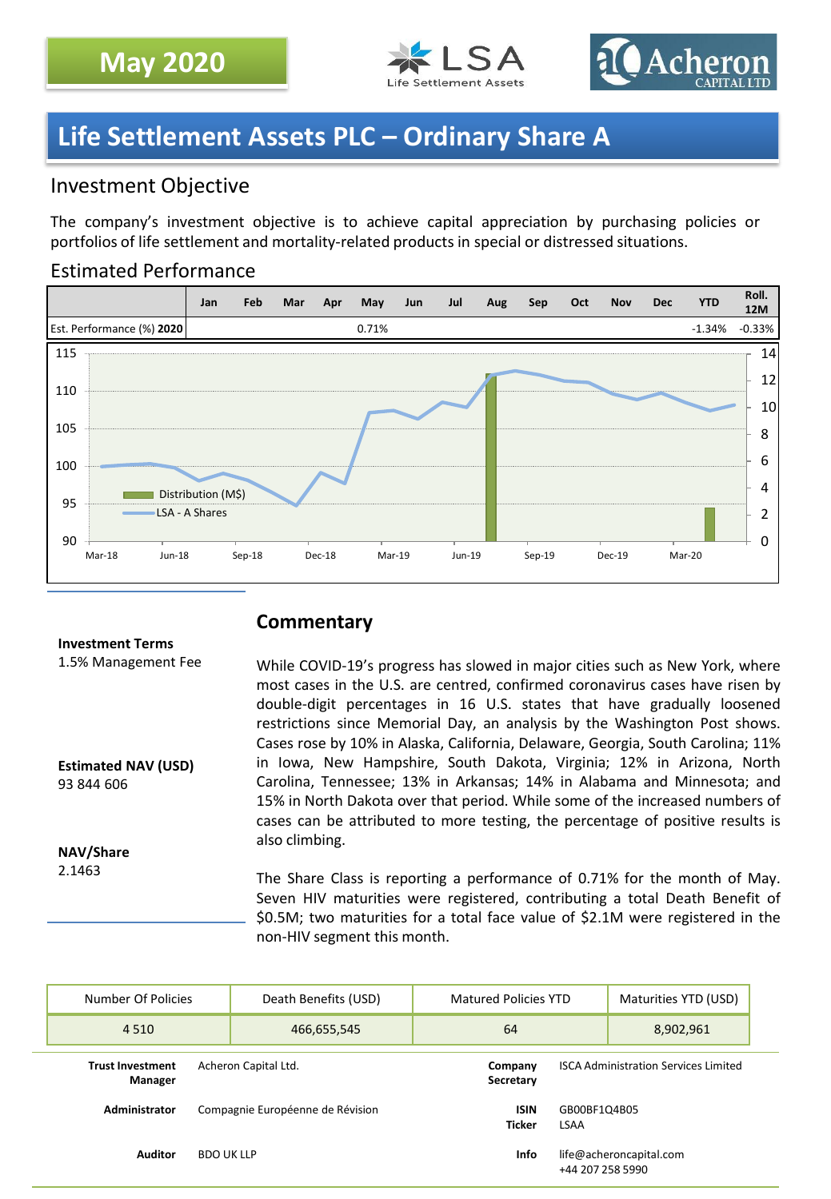May 2020

LSA Life Settlement Assets

Acheron CAPITAL LTD

# Life Settlement Assets PLC – Ordinary Share A

## Investment Objective

The company's investment objective is to achieve capital appreciation by purchasing policies or portfolios of life settlement and mortality-related products in special or distressed situations.

## Estimated Performance

| | Jan | Feb | Mar | Apr | May | Jun | Jul | Aug | Sep | Oct | Nov | Dec | YTD | Roll. 12M |
|---|---|---|---|---|---|---|---|---|---|---|---|---|---|---|
| Est. Performance (%) **2020** | | | | | 0.71% | | | | | | | | -1.34% | -0.33% |

**Investment Terms**
1.5% Management Fee

**Estimated NAV (USD)**
93 844 606

**NAV/Share**
2.1463

## Commentary

While COVID-19's progress has slowed in major cities such as New York, where most cases in the U.S. are centred, confirmed coronavirus cases have risen by double-digit percentages in 16 U.S. states that have gradually loosened restrictions since Memorial Day, an analysis by the Washington Post shows. Cases rose by 10% in Alaska, California, Delaware, Georgia, South Carolina; 11% in Iowa, New Hampshire, South Dakota, Virginia; 12% in Arizona, North Carolina, Tennessee; 13% in Arkansas; 14% in Alabama and Minnesota; and 15% in North Dakota over that period. While some of the increased numbers of cases can be attributed to more testing, the percentage of positive results is also climbing.

The Share Class is reporting a performance of 0.71% for the month of May. Seven HIV maturities were registered, contributing a total Death Benefit of $0.5M; two maturities for a total face value of $2.1M were registered in the non-HIV segment this month.

| Number Of Policies | Death Benefits (USD) | Matured Policies YTD | Maturities YTD (USD) |
|---|---|---|---|
| 4 510 | 466,655,545 | 64 | 8,902,961 |

| | | | |
|---|---|---|---|
| **Trust Investment Manager** | Acheron Capital Ltd. | **Company Secretary** | ISCA Administration Services Limited |
| **Administrator** | Compagnie Européenne de Révision | **ISIN Ticker** | GB00BF1Q4B05 LSAA |
| **Auditor** | BDO UK LLP | **Info** | life@acheroncapital.com +44 207 258 5990 |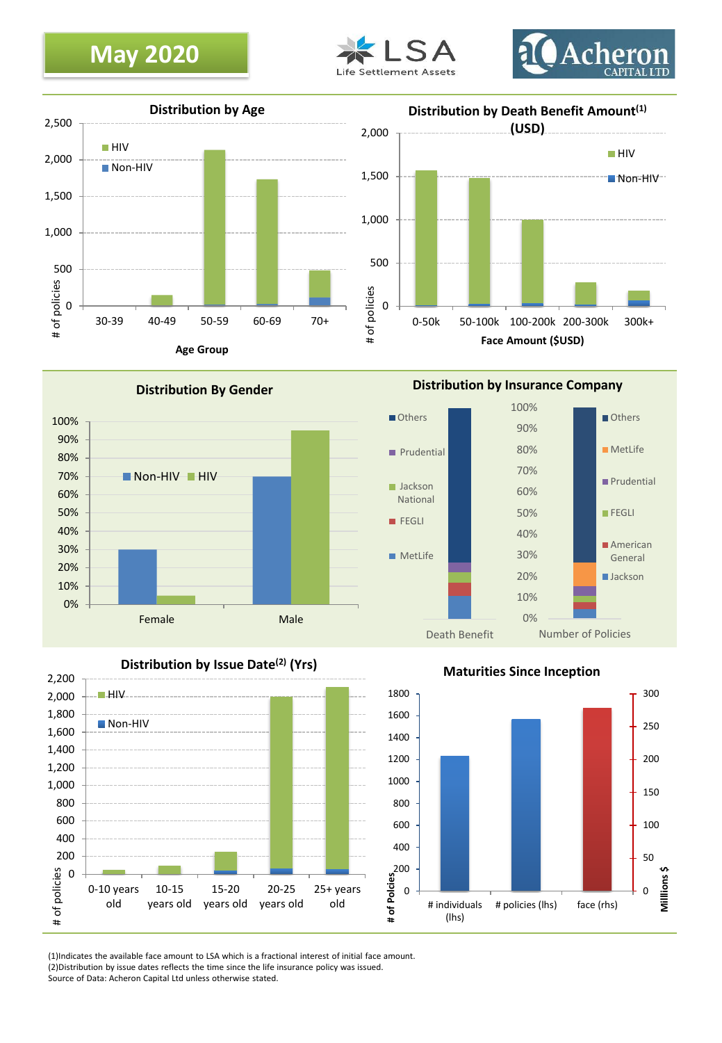# May 2020

LSA Life Settlement Assets

Acheron CAPITAL LTD

## Distribution by Age

# of policies

Age Group: 30-39, 40-49, 50-59, 60-69, 70+

HIV / Non-HIV

## Distribution by Death Benefit Amount[1] (USD)

# of policies

Face Amount ($USD): 0-50k, 50-100k, 100-200k, 200-300k, 300k+

HIV / Non-HIV

## Distribution By Gender

Non-HIV / HIV

Female, Male

## Distribution by Insurance Company

Death Benefit: Others, Prudential, Jackson National, FEGLI, MetLife

Number of Policies: Others, MetLife, Prudential, FEGLI, American General, Jackson

## Distribution by Issue Date[2] (Yrs)

# of policies

0-10 years old, 10-15 years old, 15-20 years old, 20-25 years old, 25+ years old

HIV / Non-HIV

## Maturities Since Inception

# of Policies / Millions $

# individuals (lhs), # policies (lhs), face (rhs)

(1)Indicates the available face amount to LSA which is a fractional interest of initial face amount.
(2)Distribution by issue dates reflects the time since the life insurance policy was issued.
Source of Data: Acheron Capital Ltd unless otherwise stated.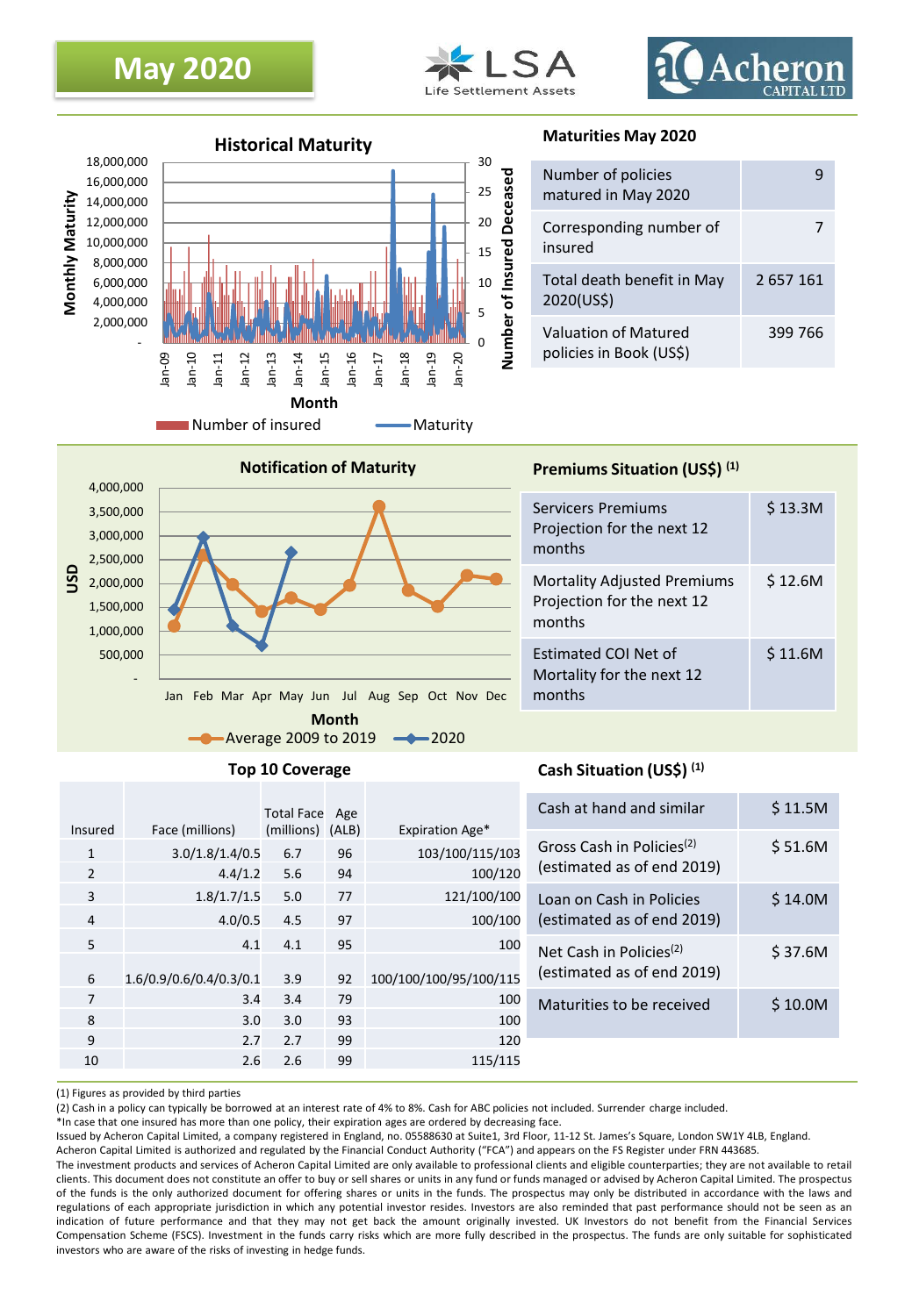**May 2020**

LSA Life Settlement Assets

Acheron CAPITAL LTD

**Historical Maturity**

Monthly Maturity

18,000,000
16,000,000
14,000,000
12,000,000
10,000,000
8,000,000
6,000,000
4,000,000
2,000,000
-

Number of Insured Deceased

30
25
20
15
10
5
0

Jan-09 Jan-10 Jan-11 Jan-12 Jan-13 Jan-14 Jan-15 Jan-16 Jan-17 Jan-18 Jan-19 Jan-20

Month

Number of insured — Maturity

### Maturities May 2020

| | |
|---|---|
| Number of policies matured in May 2020 | 9 |
| Corresponding number of insured | 7 |
| Total death benefit in May 2020(US$) | 2 657 161 |
| Valuation of Matured policies in Book (US$) | 399 766 |

**Notification of Maturity**

USD

4,000,000
3,500,000
3,000,000
2,500,000
2,000,000
1,500,000
1,000,000
500,000
-

Jan Feb Mar Apr May Jun Jul Aug Sep Oct Nov Dec

Month

Average 2009 to 2019 — 2020

### Premiums Situation (US$) [(1)]

| | |
|---|---|
| Servicers Premiums Projection for the next 12 months | $ 13.3M |
| Mortality Adjusted Premiums Projection for the next 12 months | $ 12.6M |
| Estimated COI Net of Mortality for the next 12 months | $ 11.6M |

### Top 10 Coverage

| Insured | Face (millions) | Total Face (millions) | Age (ALB) | Expiration Age* |
|---|---|---|---|---|
| 1 | 3.0/1.8/1.4/0.5 | 6.7 | 96 | 103/100/115/103 |
| 2 | 4.4/1.2 | 5.6 | 94 | 100/120 |
| 3 | 1.8/1.7/1.5 | 5.0 | 77 | 121/100/100 |
| 4 | 4.0/0.5 | 4.5 | 97 | 100/100 |
| 5 | 4.1 | 4.1 | 95 | 100 |
| 6 | 1.6/0.9/0.6/0.4/0.3/0.1 | 3.9 | 92 | 100/100/100/95/100/115 |
| 7 | 3.4 | 3.4 | 79 | 100 |
| 8 | 3.0 | 3.0 | 93 | 100 |
| 9 | 2.7 | 2.7 | 99 | 120 |
| 10 | 2.6 | 2.6 | 99 | 115/115 |

### Cash Situation (US$) [(1)]

| | |
|---|---|
| Cash at hand and similar | $ 11.5M |
| Gross Cash in Policies[(2)] (estimated as of end 2019) | $ 51.6M |
| Loan on Cash in Policies (estimated as of end 2019) | $ 14.0M |
| Net Cash in Policies[(2)] (estimated as of end 2019) | $ 37.6M |
| Maturities to be received | $ 10.0M |

(1) Figures as provided by third parties
(2) Cash in a policy can typically be borrowed at an interest rate of 4% to 8%. Cash for ABC policies not included. Surrender charge included.
*In case that one insured has more than one policy, their expiration ages are ordered by decreasing face.
Issued by Acheron Capital Limited, a company registered in England, no. 05588630 at Suite1, 3rd Floor, 11-12 St. James's Square, London SW1Y 4LB, England.
Acheron Capital Limited is authorized and regulated by the Financial Conduct Authority ("FCA") and appears on the FS Register under FRN 443685.
The investment products and services of Acheron Capital Limited are only available to professional clients and eligible counterparties; they are not available to retail clients. This document does not constitute an offer to buy or sell shares or units in any fund or funds managed or advised by Acheron Capital Limited. The prospectus of the funds is the only authorized document for offering shares or units in the funds. The prospectus may only be distributed in accordance with the laws and regulations of each appropriate jurisdiction in which any potential investor resides. Investors are also reminded that past performance should not be seen as an indication of future performance and that they may not get back the amount originally invested. UK Investors do not benefit from the Financial Services Compensation Scheme (FSCS). Investment in the funds carry risks which are more fully described in the prospectus. The funds are only suitable for sophisticated investors who are aware of the risks of investing in hedge funds.